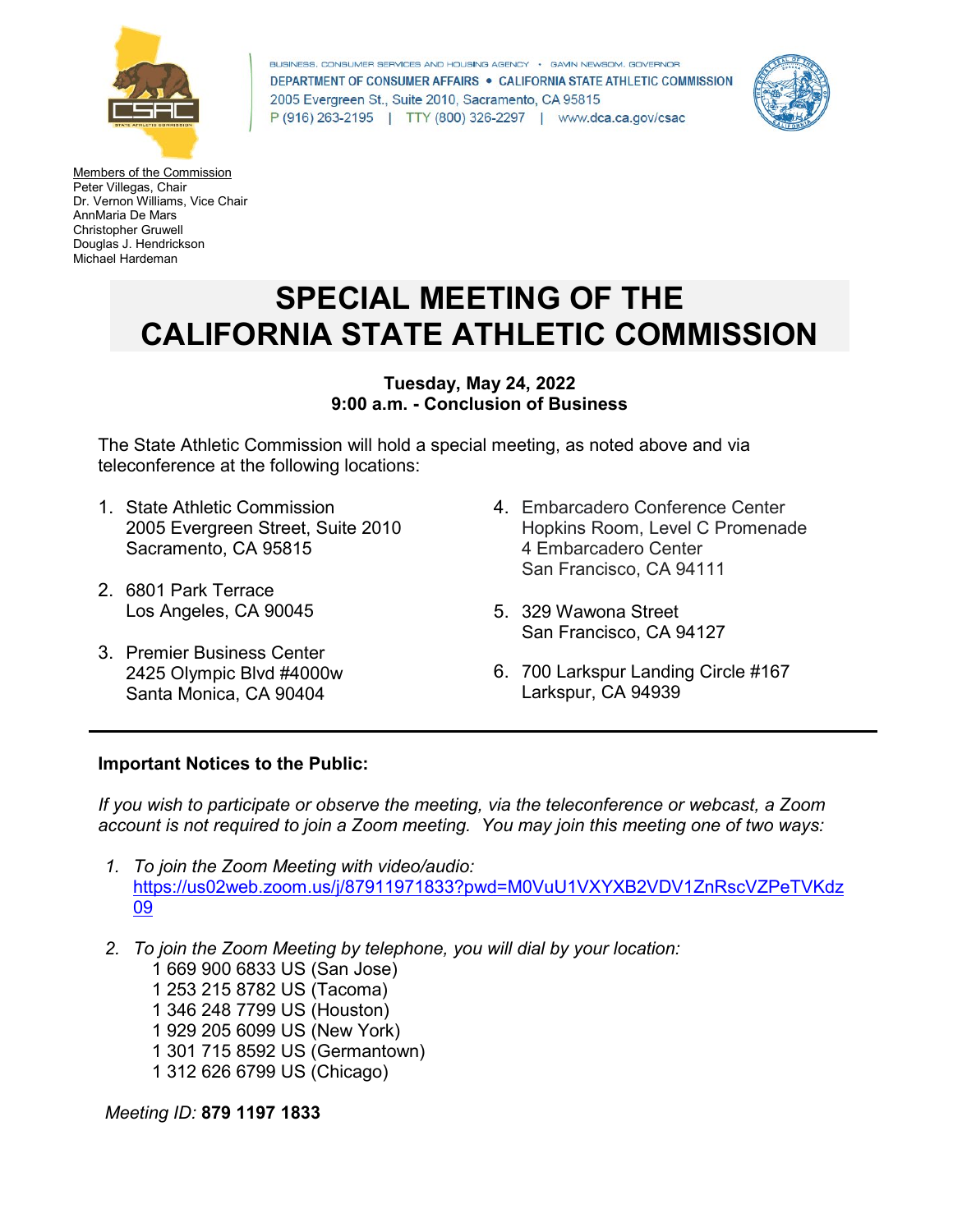BUSINESS, CONSUMER SERVICES AND HOUSING AGENCY • GAVIN NEWSOM, GOVERNOR
DEPARTMENT OF CONSUMER AFFAIRS • CALIFORNIA STATE ATHLETIC COMMISSION
2005 Evergreen St., Suite 2010, Sacramento, CA 95815
P (916) 263-2195 | TTY (800) 326-2297 | www.dca.ca.gov/csac

Members of the Commission
Peter Villegas, Chair
Dr. Vernon Williams, Vice Chair
AnnMaria De Mars
Christopher Gruwell
Douglas J. Hendrickson
Michael Hardeman

# SPECIAL MEETING OF THE CALIFORNIA STATE ATHLETIC COMMISSION

**Tuesday, May 24, 2022**
**9:00 a.m. - Conclusion of Business**

The State Athletic Commission will hold a special meeting, as noted above and via teleconference at the following locations:

1. State Athletic Commission
   2005 Evergreen Street, Suite 2010
   Sacramento, CA 95815

2. 6801 Park Terrace
   Los Angeles, CA 90045

3. Premier Business Center
   2425 Olympic Blvd #4000w
   Santa Monica, CA 90404

4. Embarcadero Conference Center
   Hopkins Room, Level C Promenade
   4 Embarcadero Center
   San Francisco, CA 94111

5. 329 Wawona Street
   San Francisco, CA 94127

6. 700 Larkspur Landing Circle #167
   Larkspur, CA 94939

---

**Important Notices to the Public:**

*If you wish to participate or observe the meeting, via the teleconference or webcast, a Zoom account is not required to join a Zoom meeting. You may join this meeting one of two ways:*

1. *To join the Zoom Meeting with video/audio:*
   https://us02web.zoom.us/j/87911971833?pwd=M0VuU1VXYXB2VDV1ZnRscVZPeTVKdz09

2. *To join the Zoom Meeting by telephone, you will dial by your location:*
   1 669 900 6833 US (San Jose)
   1 253 215 8782 US (Tacoma)
   1 346 248 7799 US (Houston)
   1 929 205 6099 US (New York)
   1 301 715 8592 US (Germantown)
   1 312 626 6799 US (Chicago)

*Meeting ID:* **879 1197 1833**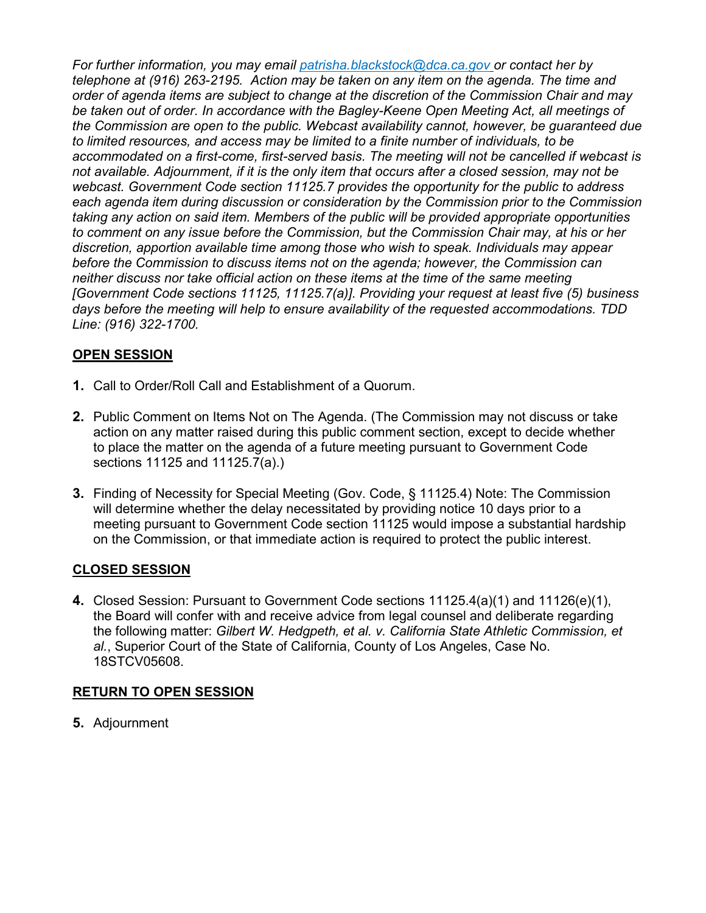*For further information, you may email [patrisha.blackstock@dca.ca.gov](mailto:patrisha.blackstock@dca.ca.gov) or contact her by telephone at (916) 263-2195. Action may be taken on any item on the agenda. The time and order of agenda items are subject to change at the discretion of the Commission Chair and may be taken out of order. In accordance with the Bagley-Keene Open Meeting Act, all meetings of the Commission are open to the public. Webcast availability cannot, however, be guaranteed due to limited resources, and access may be limited to a finite number of individuals, to be accommodated on a first-come, first-served basis. The meeting will not be cancelled if webcast is not available. Adjournment, if it is the only item that occurs after a closed session, may not be webcast. Government Code section 11125.7 provides the opportunity for the public to address each agenda item during discussion or consideration by the Commission prior to the Commission taking any action on said item. Members of the public will be provided appropriate opportunities to comment on any issue before the Commission, but the Commission Chair may, at his or her discretion, apportion available time among those who wish to speak. Individuals may appear before the Commission to discuss items not on the agenda; however, the Commission can neither discuss nor take official action on these items at the time of the same meeting [Government Code sections 11125, 11125.7(a)]. Providing your request at least five (5) business days before the meeting will help to ensure availability of the requested accommodations. TDD Line: (916) 322-1700.*

**OPEN SESSION**

1. Call to Order/Roll Call and Establishment of a Quorum.

2. Public Comment on Items Not on The Agenda. (The Commission may not discuss or take action on any matter raised during this public comment section, except to decide whether to place the matter on the agenda of a future meeting pursuant to Government Code sections 11125 and 11125.7(a).)

3. Finding of Necessity for Special Meeting (Gov. Code, § 11125.4) Note: The Commission will determine whether the delay necessitated by providing notice 10 days prior to a meeting pursuant to Government Code section 11125 would impose a substantial hardship on the Commission, or that immediate action is required to protect the public interest.

**CLOSED SESSION**

4. Closed Session: Pursuant to Government Code sections 11125.4(a)(1) and 11126(e)(1), the Board will confer with and receive advice from legal counsel and deliberate regarding the following matter: *Gilbert W. Hedgpeth, et al. v. California State Athletic Commission, et al.*, Superior Court of the State of California, County of Los Angeles, Case No. 18STCV05608.

**RETURN TO OPEN SESSION**

5. Adjournment